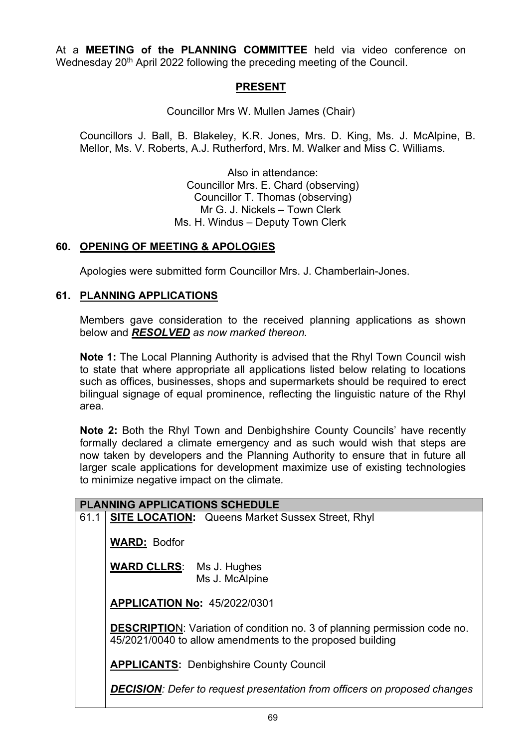At a **MEETING of the PLANNING COMMITTEE** held via video conference on Wednesday 20th April 2022 following the preceding meeting of the Council.

## PRESENT

Councillor Mrs W. Mullen James (Chair)

Councillors J. Ball, B. Blakeley, K.R. Jones, Mrs. D. King, Ms. J. McAlpine, B. Mellor, Ms. V. Roberts, A.J. Rutherford, Mrs. M. Walker and Miss C. Williams.

Also in attendance:
Councillor Mrs. E. Chard (observing)
Councillor T. Thomas (observing)
Mr G. J. Nickels – Town Clerk
Ms. H. Windus – Deputy Town Clerk

## 60. OPENING OF MEETING & APOLOGIES

Apologies were submitted form Councillor Mrs. J. Chamberlain-Jones.

## 61. PLANNING APPLICATIONS

Members gave consideration to the received planning applications as shown below and ***RESOLVED*** *as now marked thereon.*

**Note 1:** The Local Planning Authority is advised that the Rhyl Town Council wish to state that where appropriate all applications listed below relating to locations such as offices, businesses, shops and supermarkets should be required to erect bilingual signage of equal prominence, reflecting the linguistic nature of the Rhyl area.

**Note 2:** Both the Rhyl Town and Denbighshire County Councils' have recently formally declared a climate emergency and as such would wish that steps are now taken by developers and the Planning Authority to ensure that in future all larger scale applications for development maximize use of existing technologies to minimize negative impact on the climate.

| PLANNING APPLICATIONS SCHEDULE | |
|---|---|
| 61.1 | **SITE LOCATION:** Queens Market Sussex Street, Rhyl<br><br>**WARD:** Bodfor<br><br>**WARD CLLRS**: Ms J. Hughes<br>Ms J. McAlpine<br><br>**APPLICATION No:** 45/2022/0301<br><br>**DESCRIPTION**: Variation of condition no. 3 of planning permission code no. 45/2021/0040 to allow amendments to the proposed building<br><br>**APPLICANTS:** Denbighshire County Council<br><br>***DECISION****: Defer to request presentation from officers on proposed changes* |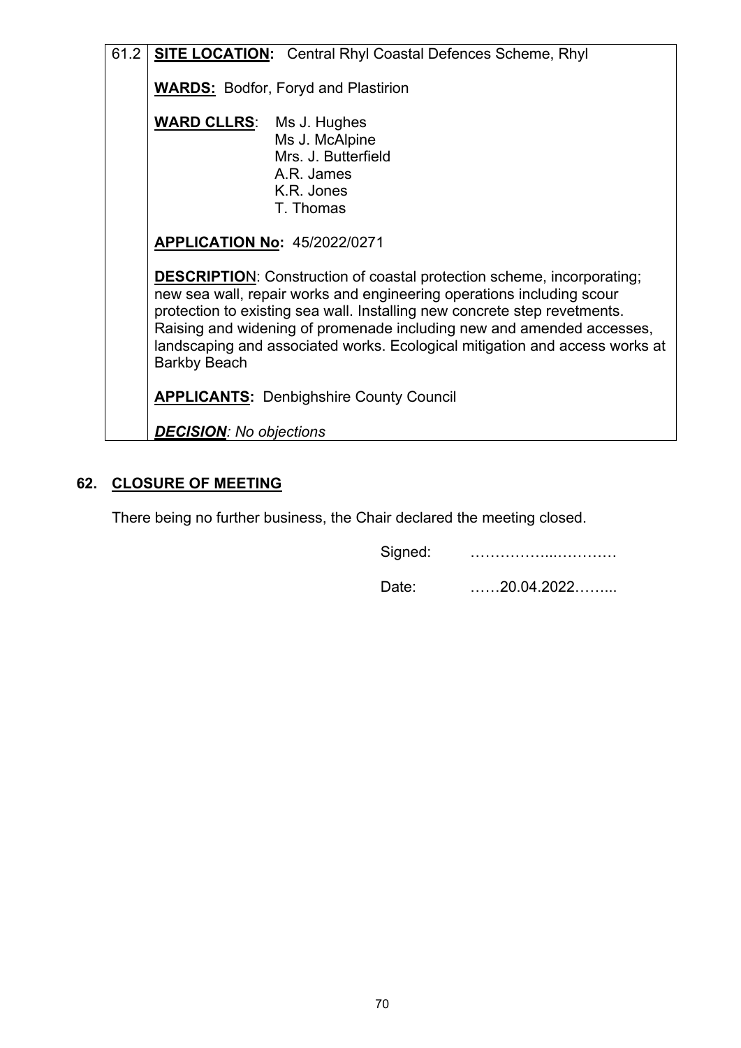| | |
|---|---|
| 61.2 | **SITE LOCATION:** Central Rhyl Coastal Defences Scheme, Rhyl<br><br>**WARDS:** Bodfor, Foryd and Plastirion<br><br>**WARD CLLRS**: Ms J. Hughes<br>Ms J. McAlpine<br>Mrs. J. Butterfield<br>A.R. James<br>K.R. Jones<br>T. Thomas<br><br>**APPLICATION No:** 45/2022/0271<br><br>**DESCRIPTIO**N: Construction of coastal protection scheme, incorporating; new sea wall, repair works and engineering operations including scour protection to existing sea wall. Installing new concrete step revetments. Raising and widening of promenade including new and amended accesses, landscaping and associated works. Ecological mitigation and access works at Barkby Beach<br><br>**APPLICANTS:** Denbighshire County Council<br><br>***DECISION****: No objections* |

## 62. CLOSURE OF MEETING

There being no further business, the Chair declared the meeting closed.

Signed: ……………...…………

Date: ……20.04.2022……...